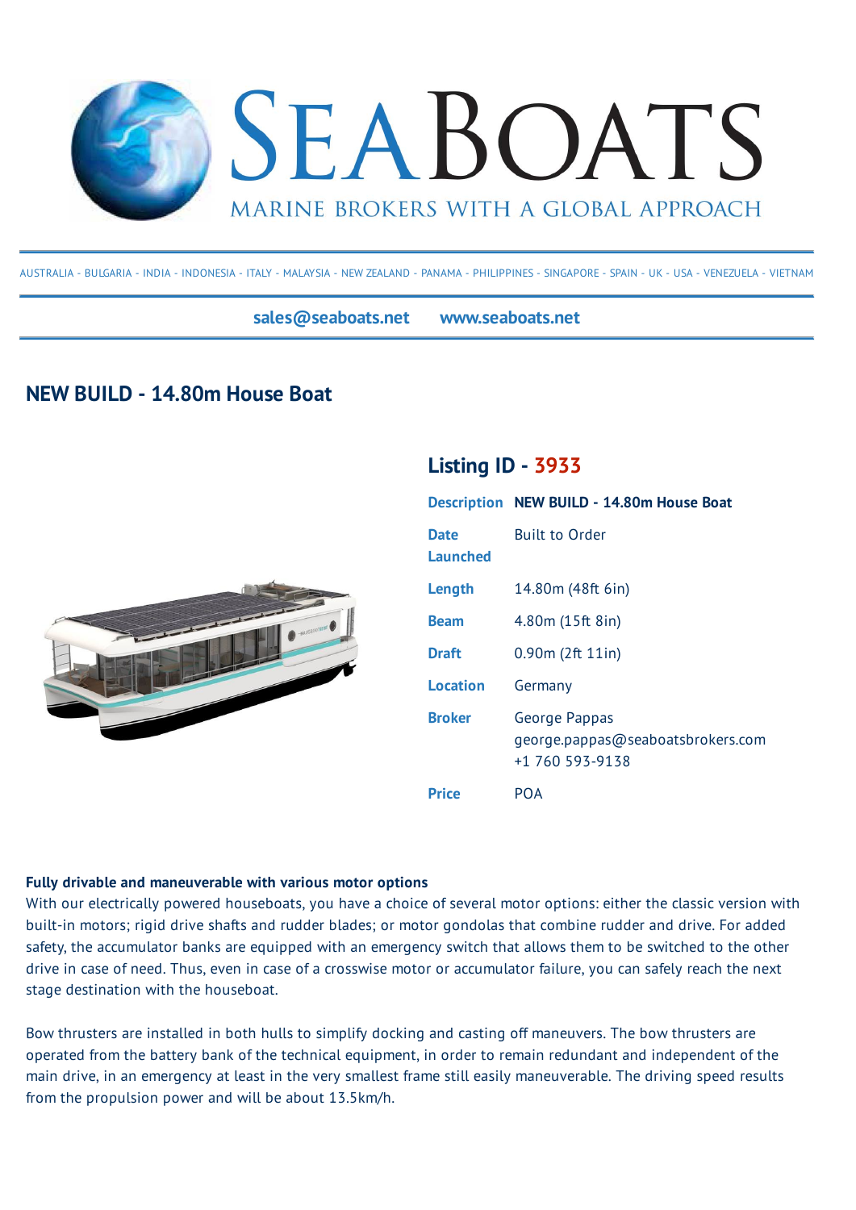# SEABOATS

MARINE BROKERS WITH A GLOBAL APPROACH

AUSTRALIA - BULGARIA - INDIA - INDONESIA - ITALY - MALAYSIA - NEW ZEALAND - PANAMA - PHILIPPINES - SINGAPORE - SPAIN - UK - USA - VENEZUELA - VIETNAM

**sales@seaboats.net** **www.seaboats.net**

## NEW BUILD - 14.80m House Boat

### Listing ID - 3933

| | |
|---|---|
| **Description** | **NEW BUILD - 14.80m House Boat** |
| **Date Launched** | Built to Order |
| **Length** | 14.80m (48ft 6in) |
| **Beam** | 4.80m (15ft 8in) |
| **Draft** | 0.90m (2ft 11in) |
| **Location** | Germany |
| **Broker** | George Pappas<br>george.pappas@seaboatsbrokers.com<br>+1 760 593-9138 |
| **Price** | POA |

**Fully drivable and maneuverable with various motor options**

With our electrically powered houseboats, you have a choice of several motor options: either the classic version with built-in motors; rigid drive shafts and rudder blades; or motor gondolas that combine rudder and drive. For added safety, the accumulator banks are equipped with an emergency switch that allows them to be switched to the other drive in case of need. Thus, even in case of a crosswise motor or accumulator failure, you can safely reach the next stage destination with the houseboat.

Bow thrusters are installed in both hulls to simplify docking and casting off maneuvers. The bow thrusters are operated from the battery bank of the technical equipment, in order to remain redundant and independent of the main drive, in an emergency at least in the very smallest frame still easily maneuverable. The driving speed results from the propulsion power and will be about 13.5km/h.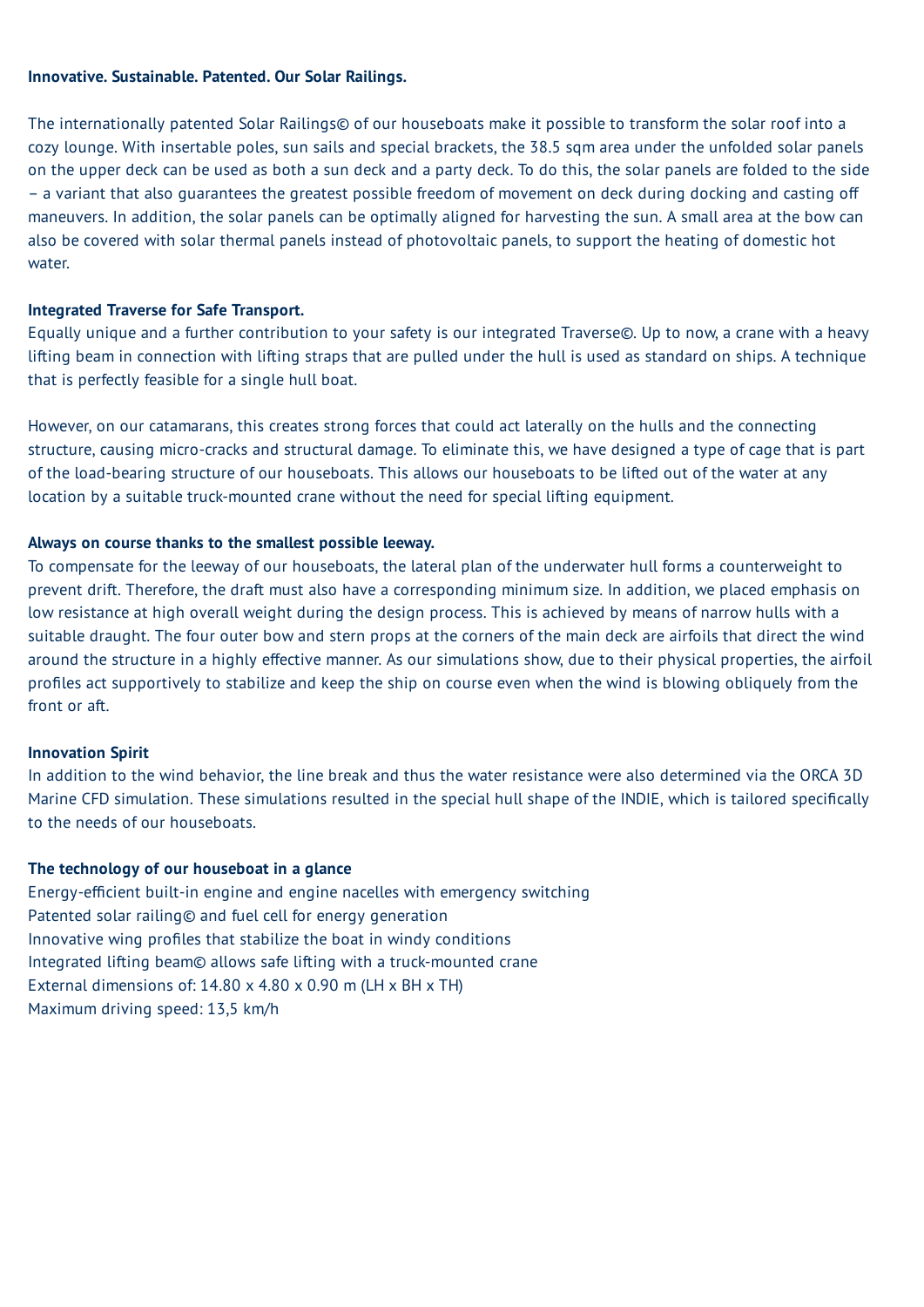**Innovative. Sustainable. Patented. Our Solar Railings.**

The internationally patented Solar Railings© of our houseboats make it possible to transform the solar roof into a cozy lounge. With insertable poles, sun sails and special brackets, the 38.5 sqm area under the unfolded solar panels on the upper deck can be used as both a sun deck and a party deck. To do this, the solar panels are folded to the side – a variant that also guarantees the greatest possible freedom of movement on deck during docking and casting off maneuvers. In addition, the solar panels can be optimally aligned for harvesting the sun. A small area at the bow can also be covered with solar thermal panels instead of photovoltaic panels, to support the heating of domestic hot water.

**Integrated Traverse for Safe Transport.**

Equally unique and a further contribution to your safety is our integrated Traverse©. Up to now, a crane with a heavy lifting beam in connection with lifting straps that are pulled under the hull is used as standard on ships. A technique that is perfectly feasible for a single hull boat.

However, on our catamarans, this creates strong forces that could act laterally on the hulls and the connecting structure, causing micro-cracks and structural damage. To eliminate this, we have designed a type of cage that is part of the load-bearing structure of our houseboats. This allows our houseboats to be lifted out of the water at any location by a suitable truck-mounted crane without the need for special lifting equipment.

**Always on course thanks to the smallest possible leeway.**

To compensate for the leeway of our houseboats, the lateral plan of the underwater hull forms a counterweight to prevent drift. Therefore, the draft must also have a corresponding minimum size. In addition, we placed emphasis on low resistance at high overall weight during the design process. This is achieved by means of narrow hulls with a suitable draught. The four outer bow and stern props at the corners of the main deck are airfoils that direct the wind around the structure in a highly effective manner. As our simulations show, due to their physical properties, the airfoil profiles act supportively to stabilize and keep the ship on course even when the wind is blowing obliquely from the front or aft.

**Innovation Spirit**

In addition to the wind behavior, the line break and thus the water resistance were also determined via the ORCA 3D Marine CFD simulation. These simulations resulted in the special hull shape of the INDIE, which is tailored specifically to the needs of our houseboats.

**The technology of our houseboat in a glance**

Energy-efficient built-in engine and engine nacelles with emergency switching
Patented solar railing© and fuel cell for energy generation
Innovative wing profiles that stabilize the boat in windy conditions
Integrated lifting beam© allows safe lifting with a truck-mounted crane
External dimensions of: 14.80 x 4.80 x 0.90 m (LH x BH x TH)
Maximum driving speed: 13,5 km/h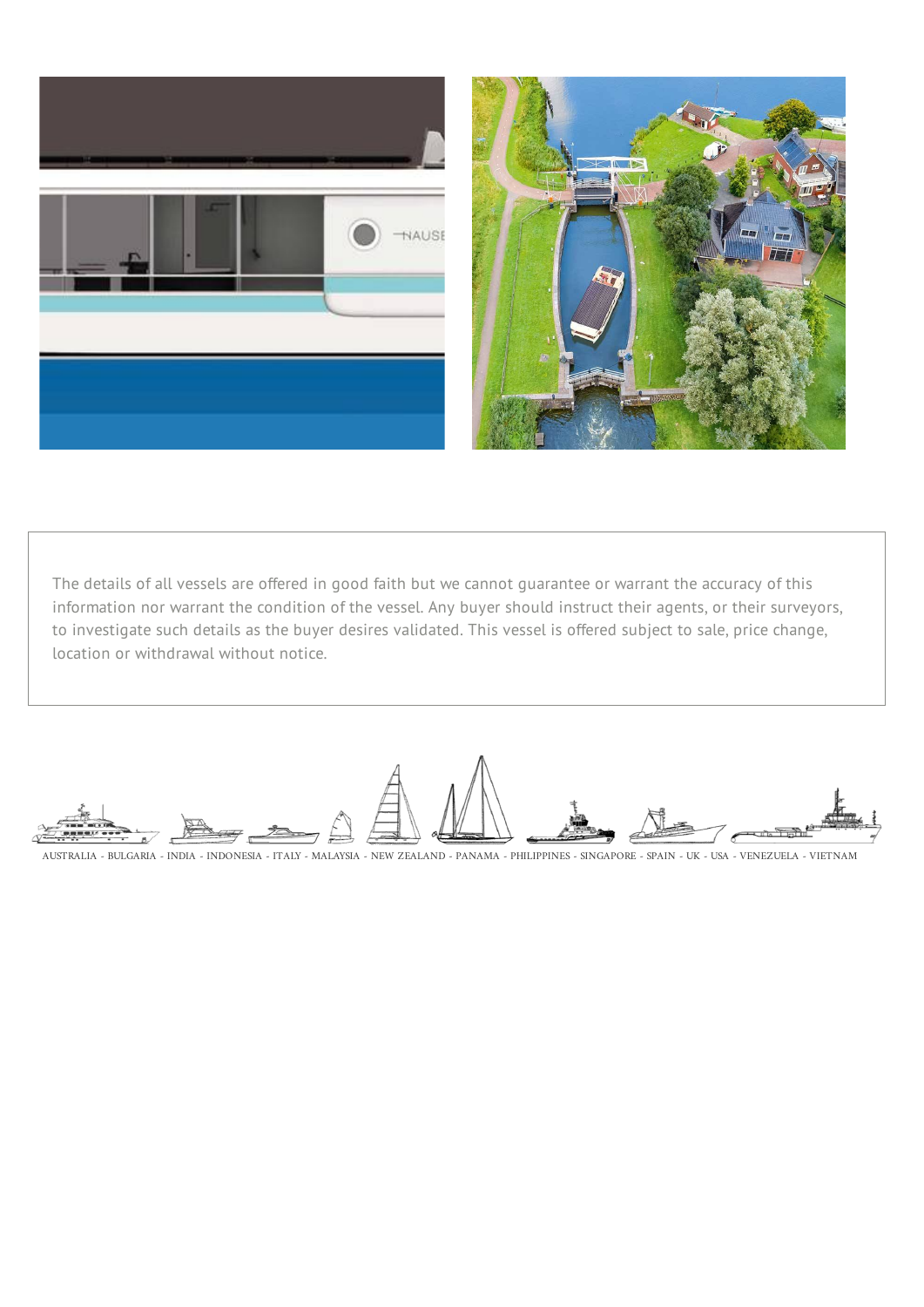The details of all vessels are offered in good faith but we cannot guarantee or warrant the accuracy of this information nor warrant the condition of the vessel. Any buyer should instruct their agents, or their surveyors, to investigate such details as the buyer desires validated. This vessel is offered subject to sale, price change, location or withdrawal without notice.

AUSTRALIA - BULGARIA - INDIA - INDONESIA - ITALY - MALAYSIA - NEW ZEALAND - PANAMA - PHILIPPINES - SINGAPORE - SPAIN - UK - USA - VENEZUELA - VIETNAM